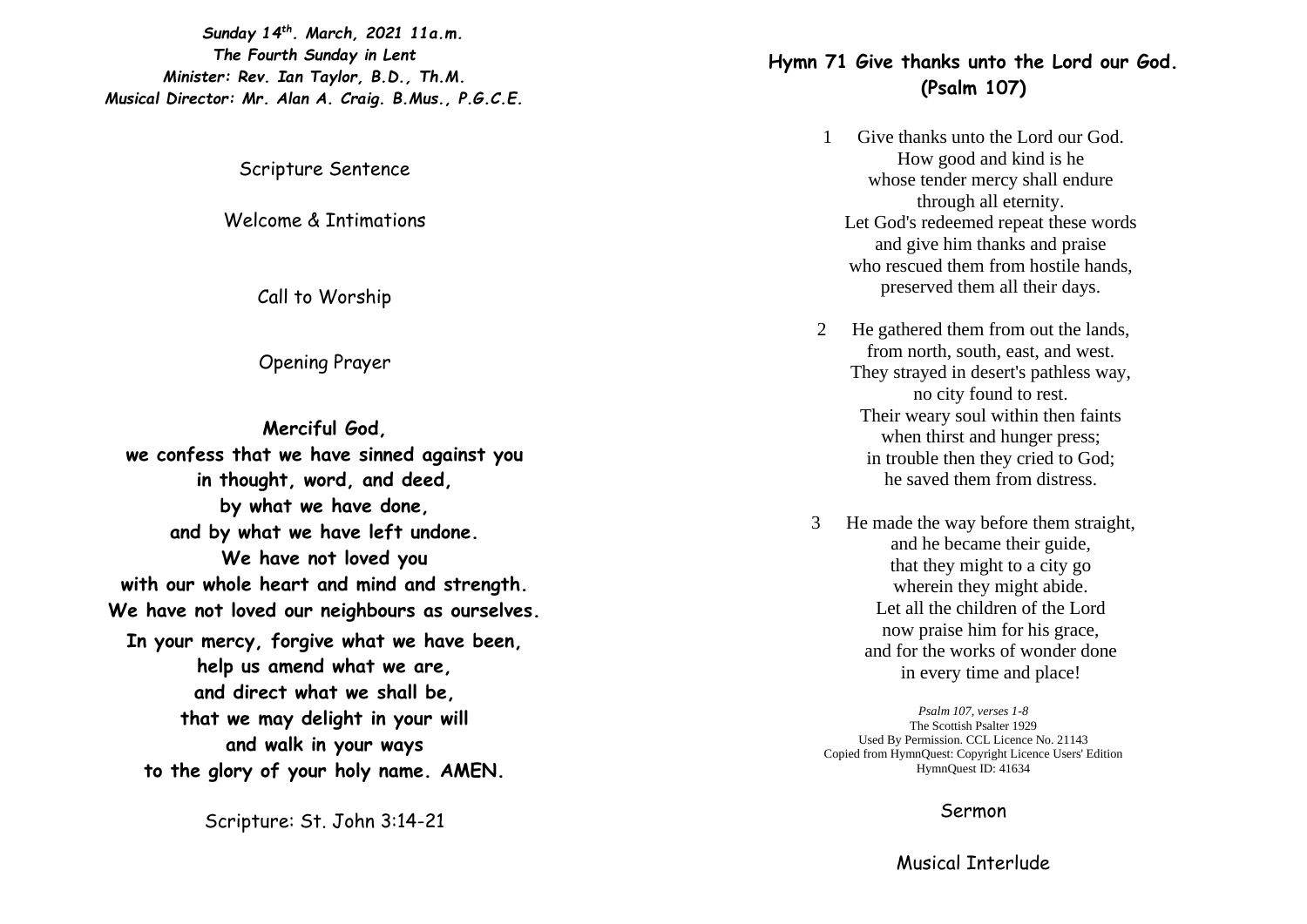***Sunday 14th. March, 2021 11a.m.***
***The Fourth Sunday in Lent***
***Minister: Rev. Ian Taylor, B.D., Th.M.***
***Musical Director: Mr. Alan A. Craig. B.Mus., P.G.C.E.***

Scripture Sentence

Welcome & Intimations

Call to Worship

Opening Prayer

**Merciful God,**
**we confess that we have sinned against you**
**in thought, word, and deed,**
**by what we have done,**
**and by what we have left undone.**
**We have not loved you**
**with our whole heart and mind and strength.**
**We have not loved our neighbours as ourselves.**
**In your mercy, forgive what we have been,**
**help us amend what we are,**
**and direct what we shall be,**
**that we may delight in your will**
**and walk in your ways**
**to the glory of your holy name. AMEN.**

Scripture: St. John 3:14-21

## Hymn 71 Give thanks unto the Lord our God. (Psalm 107)

1 Give thanks unto the Lord our God.
How good and kind is he
whose tender mercy shall endure
through all eternity.
Let God's redeemed repeat these words
and give him thanks and praise
who rescued them from hostile hands,
preserved them all their days.

2 He gathered them from out the lands,
from north, south, east, and west.
They strayed in desert's pathless way,
no city found to rest.
Their weary soul within then faints
when thirst and hunger press;
in trouble then they cried to God;
he saved them from distress.

3 He made the way before them straight,
and he became their guide,
that they might to a city go
wherein they might abide.
Let all the children of the Lord
now praise him for his grace,
and for the works of wonder done
in every time and place!

*Psalm 107, verses 1-8*
The Scottish Psalter 1929
Used By Permission. CCL Licence No. 21143
Copied from HymnQuest: Copyright Licence Users' Edition
HymnQuest ID: 41634

Sermon

Musical Interlude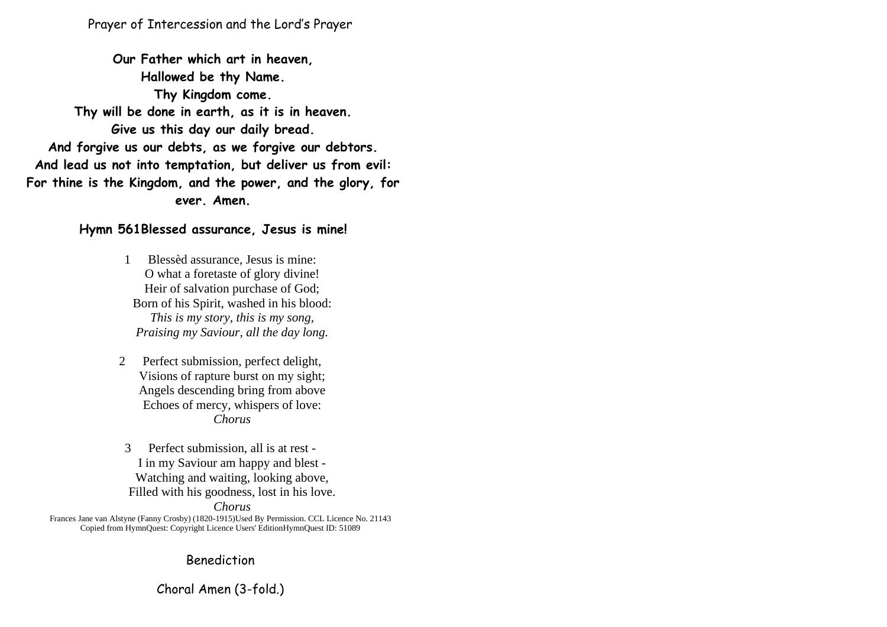Prayer of Intercession and the Lord's Prayer

**Our Father which art in heaven,**
**Hallowed be thy Name.**
**Thy Kingdom come.**
**Thy will be done in earth, as it is in heaven.**
**Give us this day our daily bread.**
**And forgive us our debts, as we forgive our debtors.**
**And lead us not into temptation, but deliver us from evil:**
**For thine is the Kingdom, and the power, and the glory, for ever. Amen.**

**Hymn 561Blessed assurance, Jesus is mine!**

1 Blessèd assurance, Jesus is mine:
O what a foretaste of glory divine!
Heir of salvation purchase of God;
Born of his Spirit, washed in his blood:
*This is my story, this is my song,*
*Praising my Saviour, all the day long.*

2 Perfect submission, perfect delight,
Visions of rapture burst on my sight;
Angels descending bring from above
Echoes of mercy, whispers of love:
*Chorus*

3 Perfect submission, all is at rest -
I in my Saviour am happy and blest -
Watching and waiting, looking above,
Filled with his goodness, lost in his love.
*Chorus*

Frances Jane van Alstyne (Fanny Crosby) (1820-1915)Used By Permission. CCL Licence No. 21143
Copied from HymnQuest: Copyright Licence Users' EditionHymnQuest ID: 51089

Benediction

Choral Amen (3-fold.)